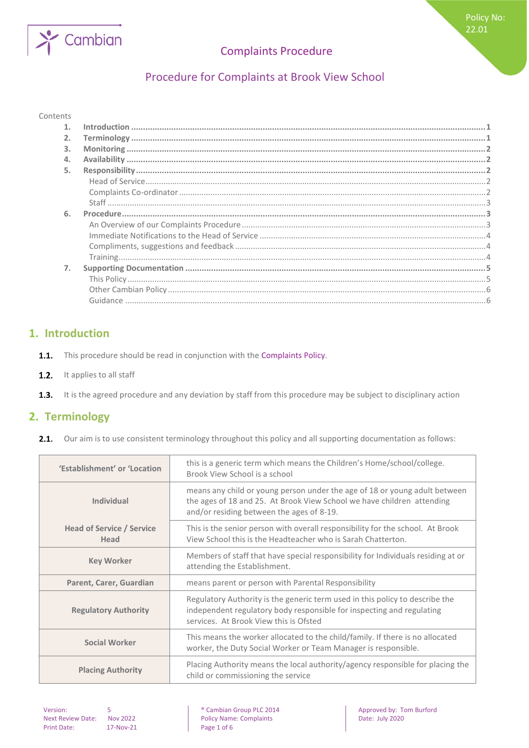Policy No: 22.01

# Complaints Procedure

## Procedure for Complaints at Brook View School

Contents

1. **Introduction** ........ 1
2. **Terminology** ........ 1
3. **Monitoring** ........ 2
4. **Availability** ........ 2
5. **Responsibility** ........ 2
   - Head of Service ........ 2
   - Complaints Co-ordinator ........ 2
   - Staff ........ 3
6. **Procedure** ........ 3
   - An Overview of our Complaints Procedure ........ 3
   - Immediate Notifications to the Head of Service ........ 4
   - Compliments, suggestions and feedback ........ 4
   - Training ........ 4
7. **Supporting Documentation** ........ 5
   - This Policy ........ 5
   - Other Cambian Policy ........ 6
   - Guidance ........ 6

## 1. Introduction

**1.1.** This procedure should be read in conjunction with the Complaints Policy.

**1.2.** It applies to all staff

**1.3.** It is the agreed procedure and any deviation by staff from this procedure may be subject to disciplinary action

## 2. Terminology

**2.1.** Our aim is to use consistent terminology throughout this policy and all supporting documentation as follows:

| | |
|---|---|
| **'Establishment' or 'Location** | this is a generic term which means the Children's Home/school/college. Brook View School is a school |
| **Individual** | means any child or young person under the age of 18 or young adult between the ages of 18 and 25. At Brook View School we have children attending and/or residing between the ages of 8-19. |
| **Head of Service / Service Head** | This is the senior person with overall responsibility for the school. At Brook View School this is the Headteacher who is Sarah Chatterton. |
| **Key Worker** | Members of staff that have special responsibility for Individuals residing at or attending the Establishment. |
| **Parent, Carer, Guardian** | means parent or person with Parental Responsibility |
| **Regulatory Authority** | Regulatory Authority is the generic term used in this policy to describe the independent regulatory body responsible for inspecting and regulating services. At Brook View this is Ofsted |
| **Social Worker** | This means the worker allocated to the child/family. If there is no allocated worker, the Duty Social Worker or Team Manager is responsible. |
| **Placing Authority** | Placing Authority means the local authority/agency responsible for placing the child or commissioning the service |

Version: 5
Next Review Date: Nov 2022
Print Date: 17-Nov-21

® Cambian Group PLC 2014
Policy Name: Complaints

Approved by: Tom Burford
Date: July 2020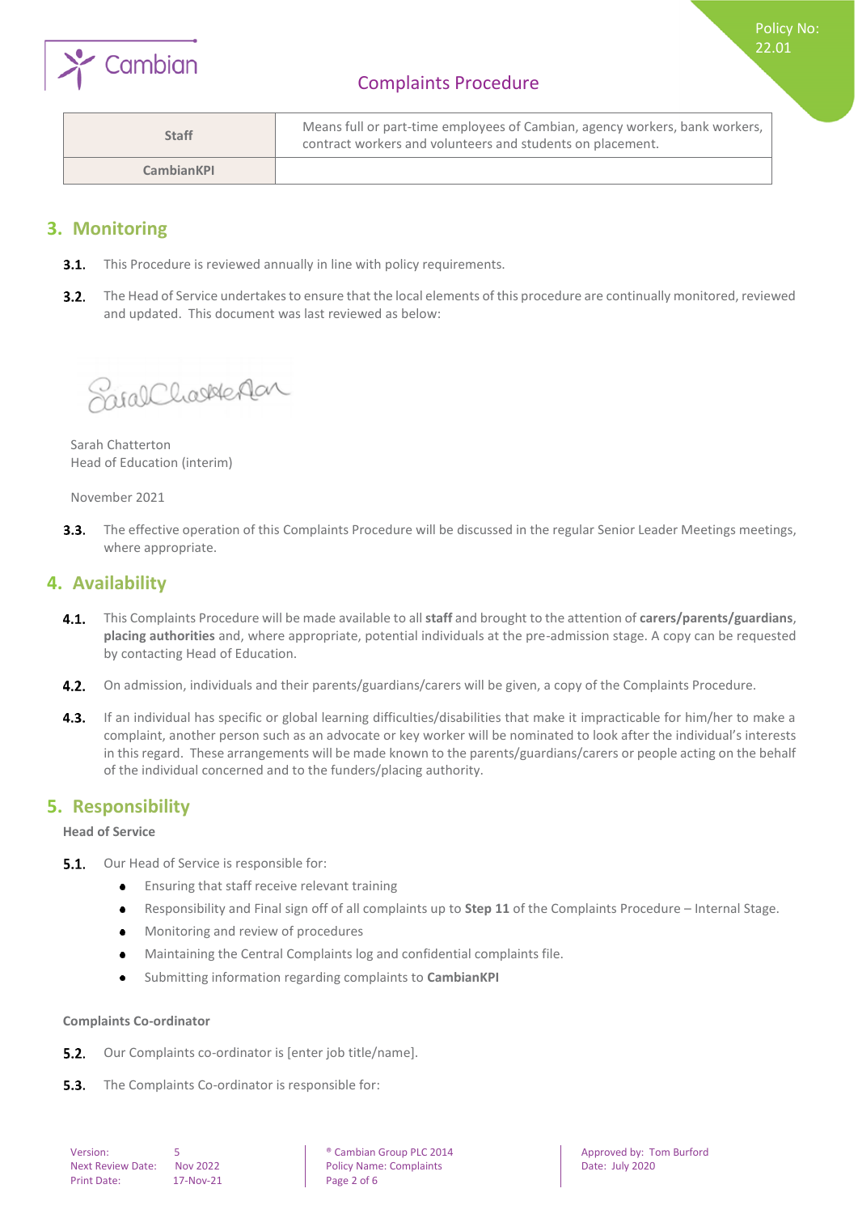| Staff | Means full or part-time employees of Cambian, agency workers, bank workers, contract workers and volunteers and students on placement. |
|---|---|
| CambianKPI | |

## 3. Monitoring

**3.1.** This Procedure is reviewed annually in line with policy requirements.

**3.2.** The Head of Service undertakes to ensure that the local elements of this procedure are continually monitored, reviewed and updated. This document was last reviewed as below:

Sarah Chatterton
Head of Education (interim)

November 2021

**3.3.** The effective operation of this Complaints Procedure will be discussed in the regular Senior Leader Meetings meetings, where appropriate.

## 4. Availability

**4.1.** This Complaints Procedure will be made available to all **staff** and brought to the attention of **carers/parents/guardians**, **placing authorities** and, where appropriate, potential individuals at the pre-admission stage. A copy can be requested by contacting Head of Education.

**4.2.** On admission, individuals and their parents/guardians/carers will be given, a copy of the Complaints Procedure.

**4.3.** If an individual has specific or global learning difficulties/disabilities that make it impracticable for him/her to make a complaint, another person such as an advocate or key worker will be nominated to look after the individual's interests in this regard. These arrangements will be made known to the parents/guardians/carers or people acting on the behalf of the individual concerned and to the funders/placing authority.

## 5. Responsibility

**Head of Service**

**5.1.** Our Head of Service is responsible for:

- Ensuring that staff receive relevant training
- Responsibility and Final sign off of all complaints up to **Step 11** of the Complaints Procedure – Internal Stage.
- Monitoring and review of procedures
- Maintaining the Central Complaints log and confidential complaints file.
- Submitting information regarding complaints to **CambianKPI**

**Complaints Co-ordinator**

**5.2.** Our Complaints co-ordinator is [enter job title/name].

**5.3.** The Complaints Co-ordinator is responsible for: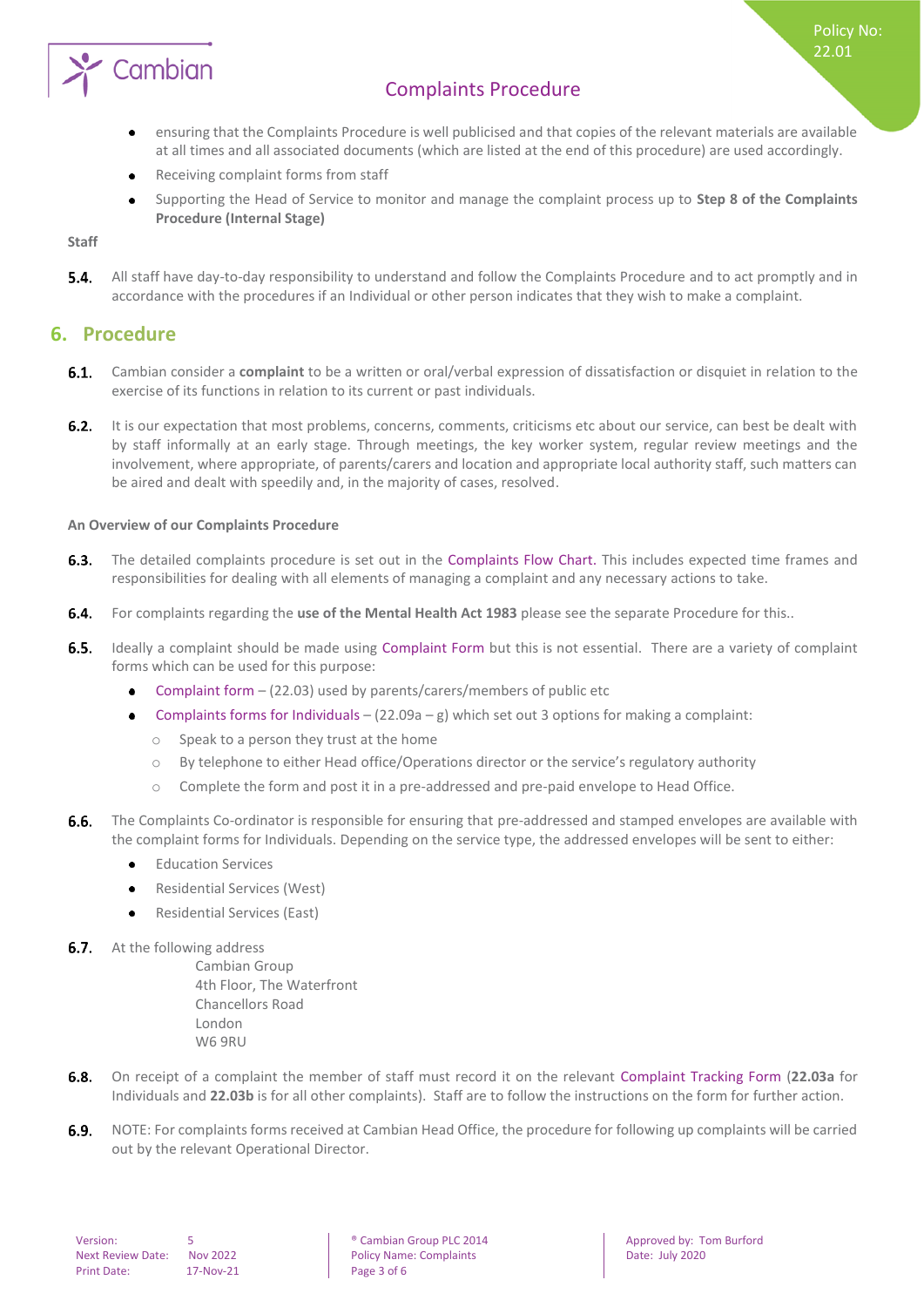- ensuring that the Complaints Procedure is well publicised and that copies of the relevant materials are available at all times and all associated documents (which are listed at the end of this procedure) are used accordingly.
- Receiving complaint forms from staff
- Supporting the Head of Service to monitor and manage the complaint process up to **Step 8 of the Complaints Procedure (Internal Stage)**

**Staff**

**5.4.** All staff have day-to-day responsibility to understand and follow the Complaints Procedure and to act promptly and in accordance with the procedures if an Individual or other person indicates that they wish to make a complaint.

## 6. Procedure

**6.1.** Cambian consider a **complaint** to be a written or oral/verbal expression of dissatisfaction or disquiet in relation to the exercise of its functions in relation to its current or past individuals.

**6.2.** It is our expectation that most problems, concerns, comments, criticisms etc about our service, can best be dealt with by staff informally at an early stage. Through meetings, the key worker system, regular review meetings and the involvement, where appropriate, of parents/carers and location and appropriate local authority staff, such matters can be aired and dealt with speedily and, in the majority of cases, resolved.

**An Overview of our Complaints Procedure**

**6.3.** The detailed complaints procedure is set out in the Complaints Flow Chart. This includes expected time frames and responsibilities for dealing with all elements of managing a complaint and any necessary actions to take.

**6.4.** For complaints regarding the **use of the Mental Health Act 1983** please see the separate Procedure for this..

**6.5.** Ideally a complaint should be made using Complaint Form but this is not essential. There are a variety of complaint forms which can be used for this purpose:

- Complaint form – (22.03) used by parents/carers/members of public etc
- Complaints forms for Individuals – (22.09a – g) which set out 3 options for making a complaint:
  - Speak to a person they trust at the home
  - By telephone to either Head office/Operations director or the service's regulatory authority
  - Complete the form and post it in a pre-addressed and pre-paid envelope to Head Office.

**6.6.** The Complaints Co-ordinator is responsible for ensuring that pre-addressed and stamped envelopes are available with the complaint forms for Individuals. Depending on the service type, the addressed envelopes will be sent to either:

- Education Services
- Residential Services (West)
- Residential Services (East)

**6.7.** At the following address

Cambian Group
4th Floor, The Waterfront
Chancellors Road
London
W6 9RU

**6.8.** On receipt of a complaint the member of staff must record it on the relevant Complaint Tracking Form (**22.03a** for Individuals and **22.03b** is for all other complaints). Staff are to follow the instructions on the form for further action.

**6.9.** NOTE: For complaints forms received at Cambian Head Office, the procedure for following up complaints will be carried out by the relevant Operational Director.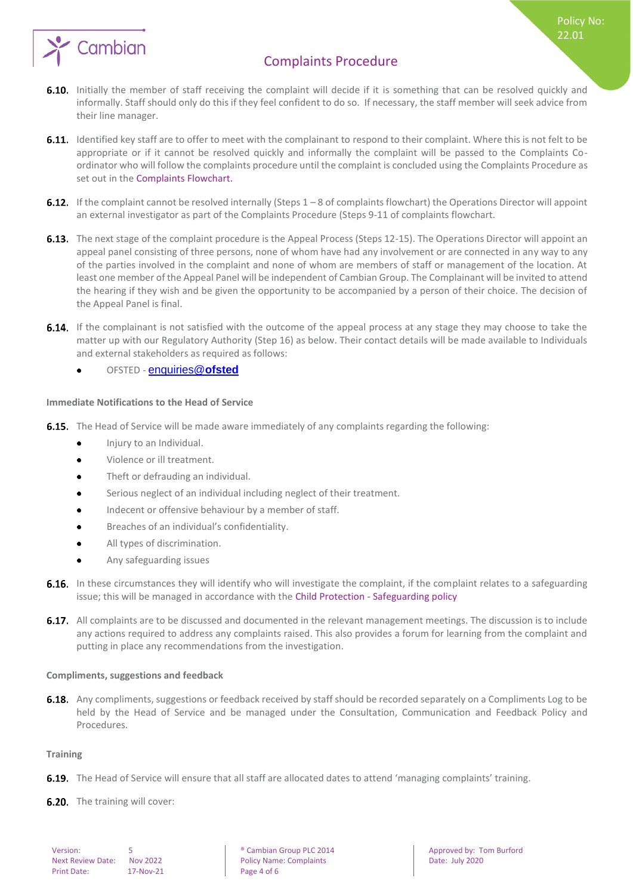**6.10.** Initially the member of staff receiving the complaint will decide if it is something that can be resolved quickly and informally. Staff should only do this if they feel confident to do so. If necessary, the staff member will seek advice from their line manager.

**6.11.** Identified key staff are to offer to meet with the complainant to respond to their complaint. Where this is not felt to be appropriate or if it cannot be resolved quickly and informally the complaint will be passed to the Complaints Co-ordinator who will follow the complaints procedure until the complaint is concluded using the Complaints Procedure as set out in the Complaints Flowchart.

**6.12.** If the complaint cannot be resolved internally (Steps 1 – 8 of complaints flowchart) the Operations Director will appoint an external investigator as part of the Complaints Procedure (Steps 9-11 of complaints flowchart.

**6.13.** The next stage of the complaint procedure is the Appeal Process (Steps 12-15). The Operations Director will appoint an appeal panel consisting of three persons, none of whom have had any involvement or are connected in any way to any of the parties involved in the complaint and none of whom are members of staff or management of the location. At least one member of the Appeal Panel will be independent of Cambian Group. The Complainant will be invited to attend the hearing if they wish and be given the opportunity to be accompanied by a person of their choice. The decision of the Appeal Panel is final.

**6.14.** If the complainant is not satisfied with the outcome of the appeal process at any stage they may choose to take the matter up with our Regulatory Authority (Step 16) as below. Their contact details will be made available to Individuals and external stakeholders as required as follows:

- OFSTED - enquiries@**ofsted**

**Immediate Notifications to the Head of Service**

**6.15.** The Head of Service will be made aware immediately of any complaints regarding the following:

- Injury to an Individual.
- Violence or ill treatment.
- Theft or defrauding an individual.
- Serious neglect of an individual including neglect of their treatment.
- Indecent or offensive behaviour by a member of staff.
- Breaches of an individual's confidentiality.
- All types of discrimination.
- Any safeguarding issues

**6.16.** In these circumstances they will identify who will investigate the complaint, if the complaint relates to a safeguarding issue; this will be managed in accordance with the Child Protection - Safeguarding policy

**6.17.** All complaints are to be discussed and documented in the relevant management meetings. The discussion is to include any actions required to address any complaints raised. This also provides a forum for learning from the complaint and putting in place any recommendations from the investigation.

**Compliments, suggestions and feedback**

**6.18.** Any compliments, suggestions or feedback received by staff should be recorded separately on a Compliments Log to be held by the Head of Service and be managed under the Consultation, Communication and Feedback Policy and Procedures.

**Training**

**6.19.** The Head of Service will ensure that all staff are allocated dates to attend 'managing complaints' training.

**6.20.** The training will cover: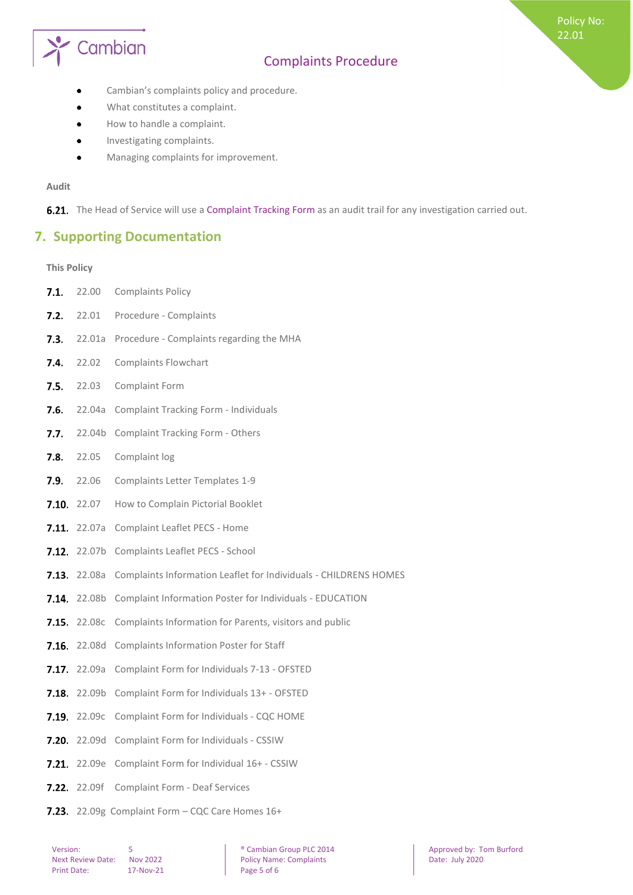- Cambian's complaints policy and procedure.
- What constitutes a complaint.
- How to handle a complaint.
- Investigating complaints.
- Managing complaints for improvement.

**Audit**

**6.21.** The Head of Service will use a Complaint Tracking Form as an audit trail for any investigation carried out.

## 7. Supporting Documentation

**This Policy**

**7.1.** 22.00 Complaints Policy

**7.2.** 22.01 Procedure - Complaints

**7.3.** 22.01a Procedure - Complaints regarding the MHA

**7.4.** 22.02 Complaints Flowchart

**7.5.** 22.03 Complaint Form

**7.6.** 22.04a Complaint Tracking Form - Individuals

**7.7.** 22.04b Complaint Tracking Form - Others

**7.8.** 22.05 Complaint log

**7.9.** 22.06 Complaints Letter Templates 1-9

**7.10.** 22.07 How to Complain Pictorial Booklet

**7.11.** 22.07a Complaint Leaflet PECS - Home

**7.12.** 22.07b Complaints Leaflet PECS - School

**7.13.** 22.08a Complaints Information Leaflet for Individuals - CHILDRENS HOMES

**7.14.** 22.08b Complaint Information Poster for Individuals - EDUCATION

**7.15.** 22.08c Complaints Information for Parents, visitors and public

**7.16.** 22.08d Complaints Information Poster for Staff

**7.17.** 22.09a Complaint Form for Individuals 7-13 - OFSTED

**7.18.** 22.09b Complaint Form for Individuals 13+ - OFSTED

**7.19.** 22.09c Complaint Form for Individuals - CQC HOME

**7.20.** 22.09d Complaint Form for Individuals - CSSIW

**7.21.** 22.09e Complaint Form for Individual 16+ - CSSIW

**7.22.** 22.09f Complaint Form - Deaf Services

**7.23.** 22.09g Complaint Form – CQC Care Homes 16+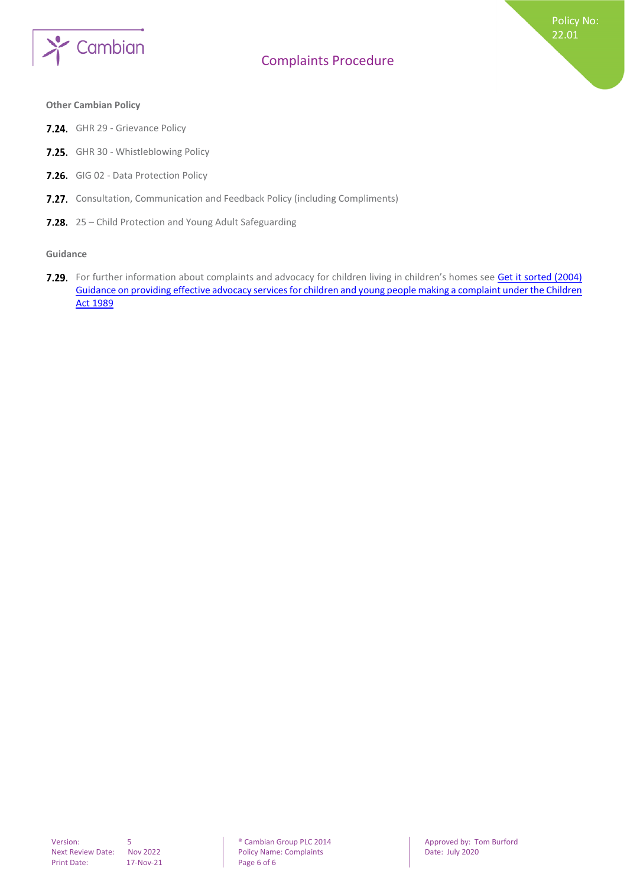**Other Cambian Policy**

7.24. GHR 29 - Grievance Policy

7.25. GHR 30 - Whistleblowing Policy

7.26. GIG 02 - Data Protection Policy

7.27. Consultation, Communication and Feedback Policy (including Compliments)

7.28. 25 – Child Protection and Young Adult Safeguarding

**Guidance**

7.29. For further information about complaints and advocacy for children living in children's homes see [Get it sorted (2004) Guidance on providing effective advocacy services for children and young people making a complaint under the Children Act 1989]()